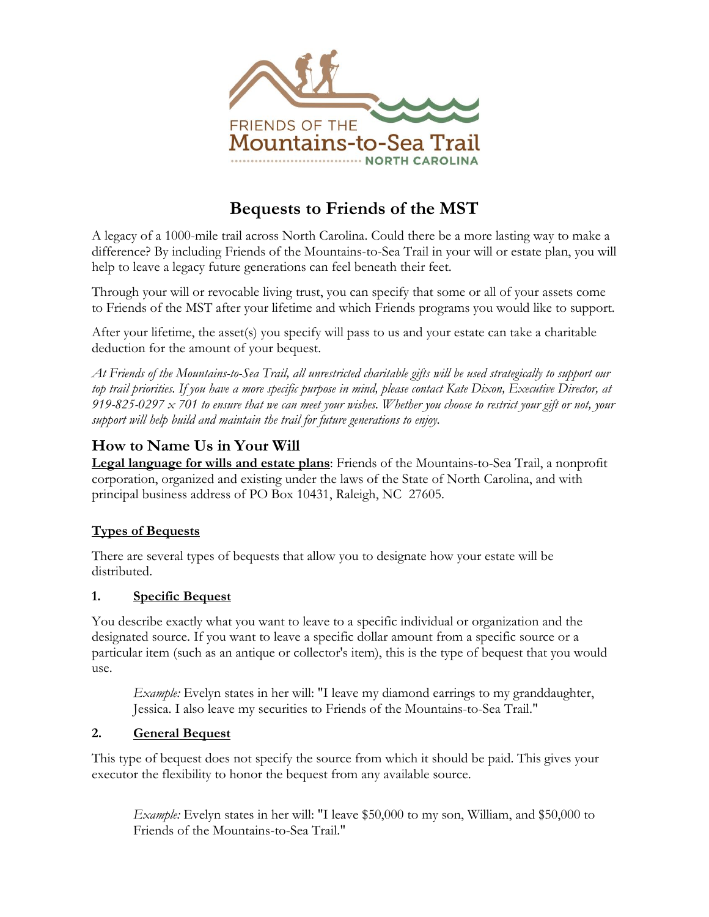FRIENDS OF THE
Mountains-to-Sea Trail
NORTH CAROLINA

# Bequests to Friends of the MST

A legacy of a 1000-mile trail across North Carolina. Could there be a more lasting way to make a difference? By including Friends of the Mountains-to-Sea Trail in your will or estate plan, you will help to leave a legacy future generations can feel beneath their feet.

Through your will or revocable living trust, you can specify that some or all of your assets come to Friends of the MST after your lifetime and which Friends programs you would like to support.

After your lifetime, the asset(s) you specify will pass to us and your estate can take a charitable deduction for the amount of your bequest.

*At Friends of the Mountains-to-Sea Trail, all unrestricted charitable gifts will be used strategically to support our top trail priorities. If you have a more specific purpose in mind, please contact Kate Dixon, Executive Director, at 919-825-0297 x 701 to ensure that we can meet your wishes. Whether you choose to restrict your gift or not, your support will help build and maintain the trail for future generations to enjoy.*

## How to Name Us in Your Will

**Legal language for wills and estate plans**: Friends of the Mountains-to-Sea Trail, a nonprofit corporation, organized and existing under the laws of the State of North Carolina, and with principal business address of PO Box 10431, Raleigh, NC 27605.

**Types of Bequests**

There are several types of bequests that allow you to designate how your estate will be distributed.

**1. Specific Bequest**

You describe exactly what you want to leave to a specific individual or organization and the designated source. If you want to leave a specific dollar amount from a specific source or a particular item (such as an antique or collector's item), this is the type of bequest that you would use.

> *Example:* Evelyn states in her will: "I leave my diamond earrings to my granddaughter, Jessica. I also leave my securities to Friends of the Mountains-to-Sea Trail."

**2. General Bequest**

This type of bequest does not specify the source from which it should be paid. This gives your executor the flexibility to honor the bequest from any available source.

> *Example:* Evelyn states in her will: "I leave $50,000 to my son, William, and $50,000 to Friends of the Mountains-to-Sea Trail."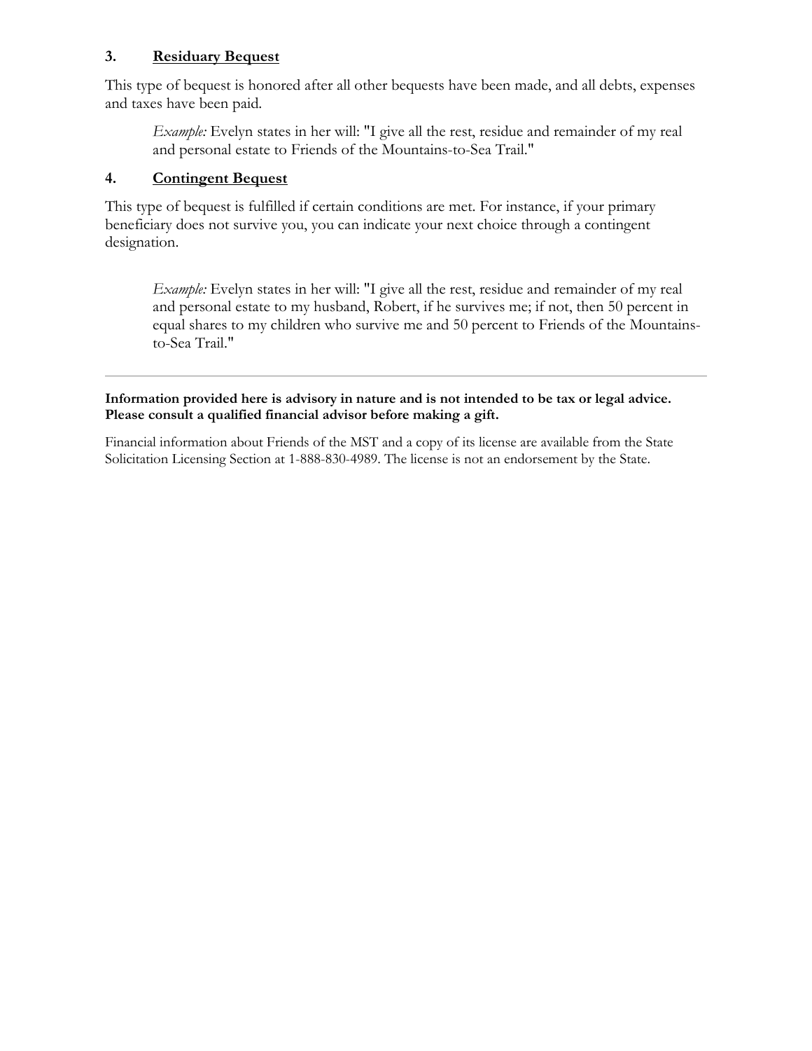### 3. Residuary Bequest

This type of bequest is honored after all other bequests have been made, and all debts, expenses and taxes have been paid.

> *Example:* Evelyn states in her will: "I give all the rest, residue and remainder of my real and personal estate to Friends of the Mountains-to-Sea Trail."

### 4. Contingent Bequest

This type of bequest is fulfilled if certain conditions are met. For instance, if your primary beneficiary does not survive you, you can indicate your next choice through a contingent designation.

> *Example:* Evelyn states in her will: "I give all the rest, residue and remainder of my real and personal estate to my husband, Robert, if he survives me; if not, then 50 percent in equal shares to my children who survive me and 50 percent to Friends of the Mountains-to-Sea Trail."

---

**Information provided here is advisory in nature and is not intended to be tax or legal advice. Please consult a qualified financial advisor before making a gift.**

Financial information about Friends of the MST and a copy of its license are available from the State Solicitation Licensing Section at 1-888-830-4989. The license is not an endorsement by the State.